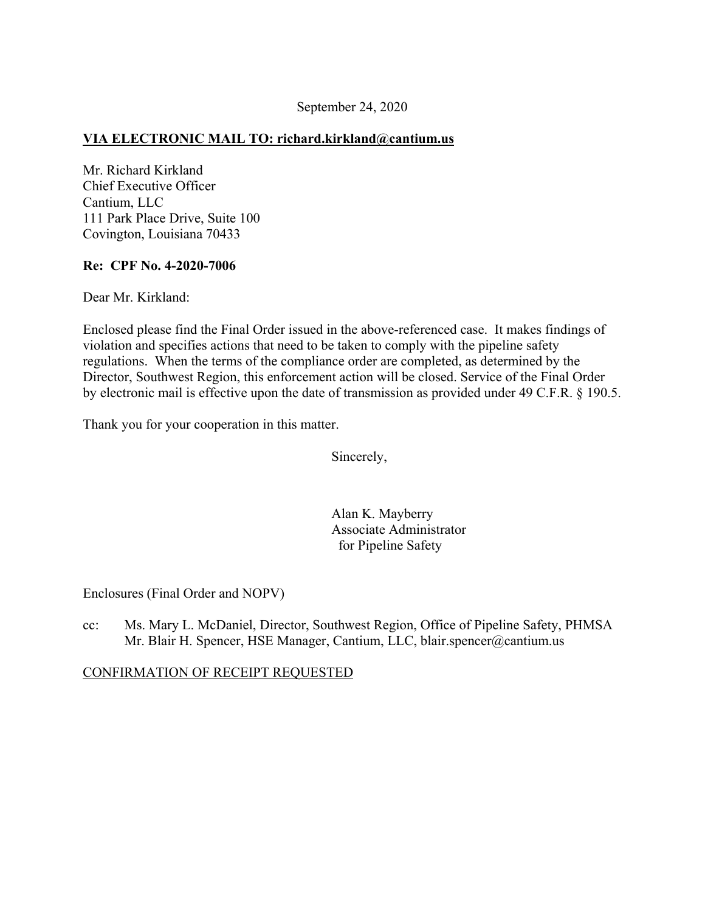September 24, 2020

**VIA ELECTRONIC MAIL TO: richard.kirkland@cantium.us**

Mr. Richard Kirkland
Chief Executive Officer
Cantium, LLC
111 Park Place Drive, Suite 100
Covington, Louisiana 70433

**Re: CPF No. 4-2020-7006**

Dear Mr. Kirkland:

Enclosed please find the Final Order issued in the above-referenced case. It makes findings of violation and specifies actions that need to be taken to comply with the pipeline safety regulations. When the terms of the compliance order are completed, as determined by the Director, Southwest Region, this enforcement action will be closed. Service of the Final Order by electronic mail is effective upon the date of transmission as provided under 49 C.F.R. § 190.5.

Thank you for your cooperation in this matter.

Sincerely,

Alan K. Mayberry
Associate Administrator
for Pipeline Safety

Enclosures (Final Order and NOPV)

cc: Ms. Mary L. McDaniel, Director, Southwest Region, Office of Pipeline Safety, PHMSA
Mr. Blair H. Spencer, HSE Manager, Cantium, LLC, blair.spencer@cantium.us

CONFIRMATION OF RECEIPT REQUESTED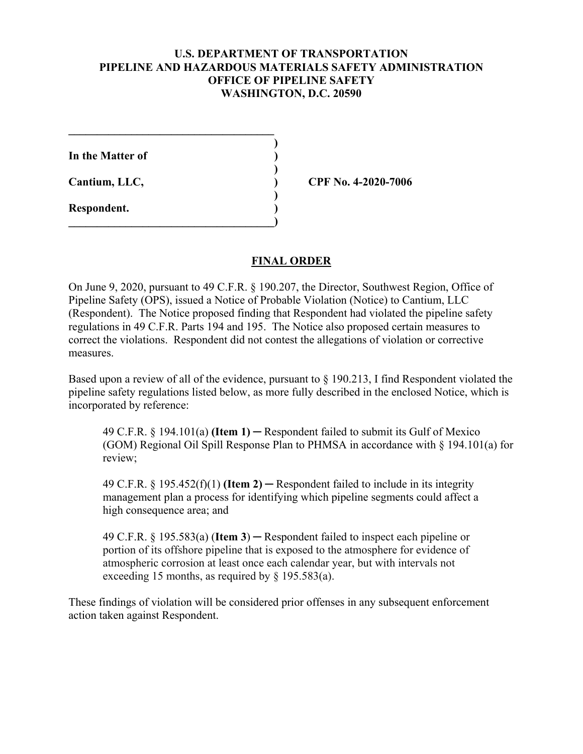**U.S. DEPARTMENT OF TRANSPORTATION**
**PIPELINE AND HAZARDOUS MATERIALS SAFETY ADMINISTRATION**
**OFFICE OF PIPELINE SAFETY**
**WASHINGTON, D.C. 20590**

| | | |
|---|---|---|
| **In the Matter of** | ) | |
| **Cantium, LLC,** | ) | **CPF No. 4-2020-7006** |
| **Respondent.** | ) | |

## FINAL ORDER

On June 9, 2020, pursuant to 49 C.F.R. § 190.207, the Director, Southwest Region, Office of Pipeline Safety (OPS), issued a Notice of Probable Violation (Notice) to Cantium, LLC (Respondent). The Notice proposed finding that Respondent had violated the pipeline safety regulations in 49 C.F.R. Parts 194 and 195. The Notice also proposed certain measures to correct the violations. Respondent did not contest the allegations of violation or corrective measures.

Based upon a review of all of the evidence, pursuant to § 190.213, I find Respondent violated the pipeline safety regulations listed below, as more fully described in the enclosed Notice, which is incorporated by reference:

> 49 C.F.R. § 194.101(a) **(Item 1)** ─ Respondent failed to submit its Gulf of Mexico (GOM) Regional Oil Spill Response Plan to PHMSA in accordance with § 194.101(a) for review;
>
> 49 C.F.R. § 195.452(f)(1) **(Item 2)** ─ Respondent failed to include in its integrity management plan a process for identifying which pipeline segments could affect a high consequence area; and
>
> 49 C.F.R. § 195.583(a) (**Item 3**) ─ Respondent failed to inspect each pipeline or portion of its offshore pipeline that is exposed to the atmosphere for evidence of atmospheric corrosion at least once each calendar year, but with intervals not exceeding 15 months, as required by § 195.583(a).

These findings of violation will be considered prior offenses in any subsequent enforcement action taken against Respondent.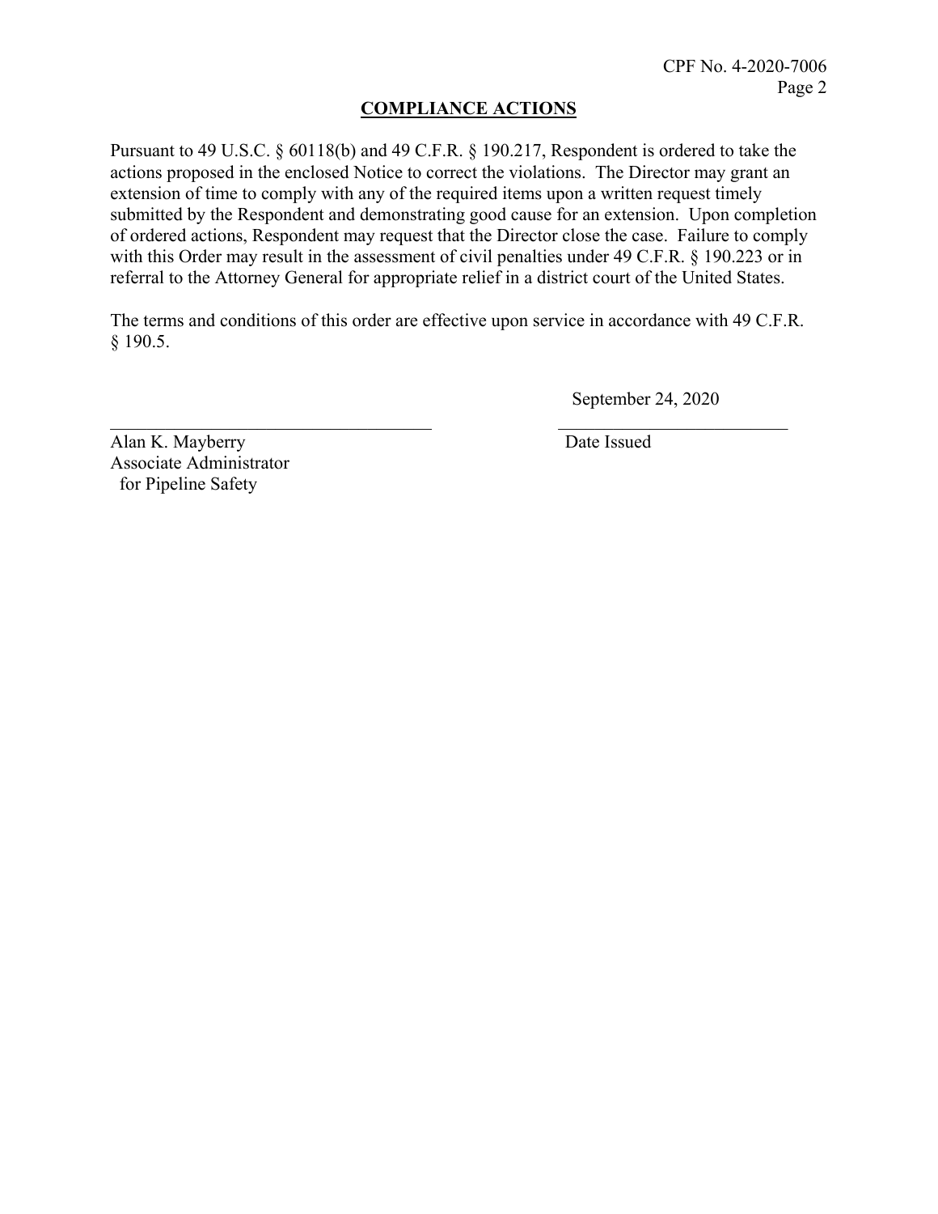## COMPLIANCE ACTIONS

Pursuant to 49 U.S.C. § 60118(b) and 49 C.F.R. § 190.217, Respondent is ordered to take the actions proposed in the enclosed Notice to correct the violations. The Director may grant an extension of time to comply with any of the required items upon a written request timely submitted by the Respondent and demonstrating good cause for an extension. Upon completion of ordered actions, Respondent may request that the Director close the case. Failure to comply with this Order may result in the assessment of civil penalties under 49 C.F.R. § 190.223 or in referral to the Attorney General for appropriate relief in a district court of the United States.

The terms and conditions of this order are effective upon service in accordance with 49 C.F.R. § 190.5.

September 24, 2020

\_\_\_\_\_\_\_\_\_\_\_\_\_\_\_\_\_\_\_\_\_\_\_\_\_\_\_\_\_\_\_\_\_\_\_ \_\_\_\_\_\_\_\_\_\_\_\_\_\_\_\_\_\_\_\_\_\_\_\_\_\_\_\_\_\_\_

Alan K. Mayberry
Associate Administrator
for Pipeline Safety

Date Issued